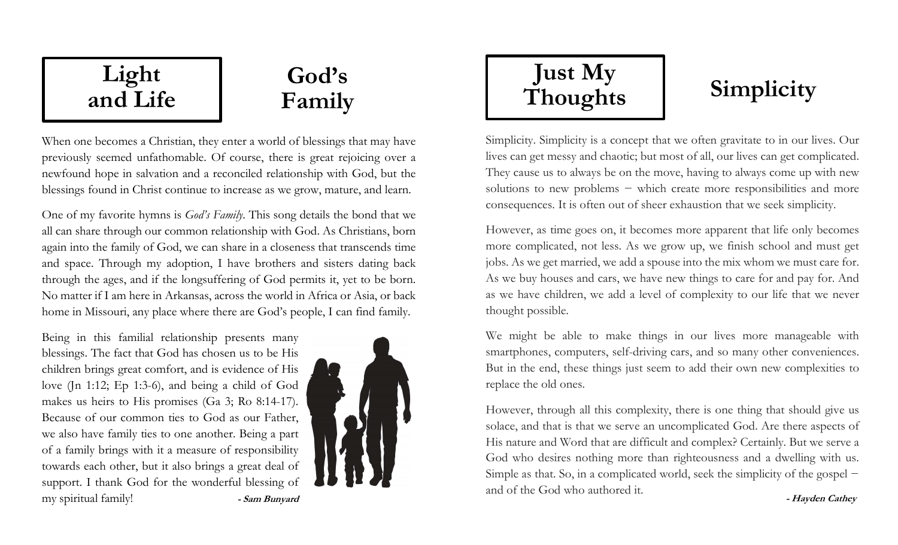## Light and Life

# God's Family

When one becomes a Christian, they enter a world of blessings that may have previously seemed unfathomable. Of course, there is great rejoicing over a newfound hope in salvation and a reconciled relationship with God, but the blessings found in Christ continue to increase as we grow, mature, and learn.

One of my favorite hymns is *God's Family*. This song details the bond that we all can share through our common relationship with God. As Christians, born again into the family of God, we can share in a closeness that transcends time and space. Through my adoption, I have brothers and sisters dating back through the ages, and if the longsuffering of God permits it, yet to be born. No matter if I am here in Arkansas, across the world in Africa or Asia, or back home in Missouri, any place where there are God's people, I can find family.

Being in this familial relationship presents many blessings. The fact that God has chosen us to be His children brings great comfort, and is evidence of His love (Jn 1:12; Ep 1:3-6), and being a child of God makes us heirs to His promises (Ga 3; Ro 8:14-17). Because of our common ties to God as our Father, we also have family ties to one another. Being a part of a family brings with it a measure of responsibility towards each other, but it also brings a great deal of support. I thank God for the wonderful blessing of my spiritual family!

**- Sam Bunyard**

## Just My Thoughts

# Simplicity

Simplicity. Simplicity is a concept that we often gravitate to in our lives. Our lives can get messy and chaotic; but most of all, our lives can get complicated. They cause us to always be on the move, having to always come up with new solutions to new problems – which create more responsibilities and more consequences. It is often out of sheer exhaustion that we seek simplicity.

However, as time goes on, it becomes more apparent that life only becomes more complicated, not less. As we grow up, we finish school and must get jobs. As we get married, we add a spouse into the mix whom we must care for. As we buy houses and cars, we have new things to care for and pay for. And as we have children, we add a level of complexity to our life that we never thought possible.

We might be able to make things in our lives more manageable with smartphones, computers, self-driving cars, and so many other conveniences. But in the end, these things just seem to add their own new complexities to replace the old ones.

However, through all this complexity, there is one thing that should give us solace, and that is that we serve an uncomplicated God. Are there aspects of His nature and Word that are difficult and complex? Certainly. But we serve a God who desires nothing more than righteousness and a dwelling with us. Simple as that. So, in a complicated world, seek the simplicity of the gospel – and of the God who authored it.

**- Hayden Cathey**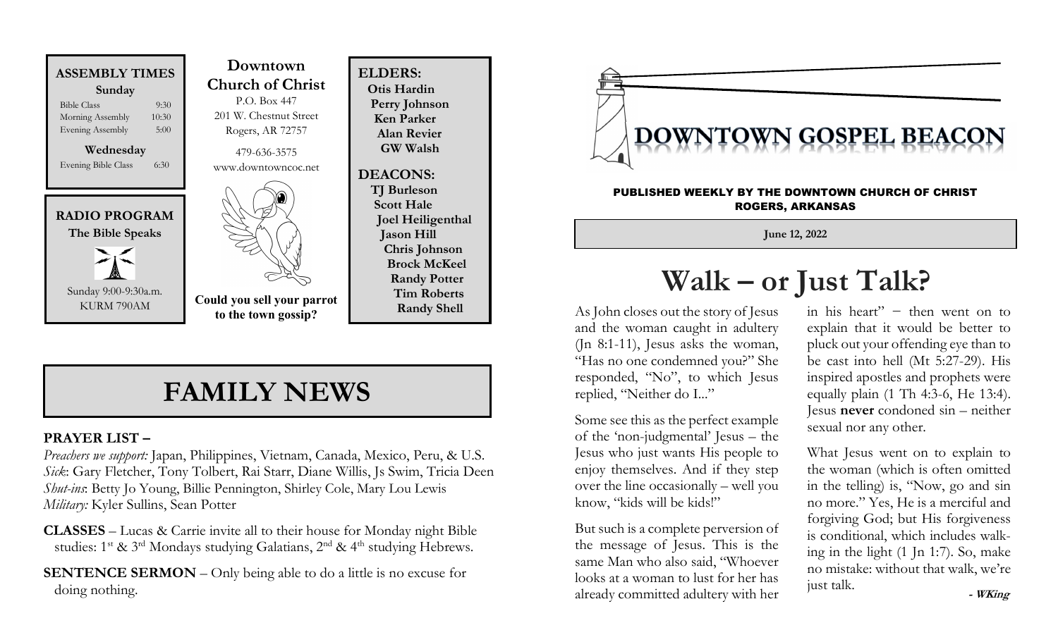## ASSEMBLY TIMES

**Sunday**

| | |
|---|---|
| Bible Class | 9:30 |
| Morning Assembly | 10:30 |
| Evening Assembly | 5:00 |

**Wednesday**

| | |
|---|---|
| Evening Bible Class | 6:30 |

## RADIO PROGRAM

**The Bible Speaks**

Sunday 9:00-9:30a.m.
KURM 790AM

## Downtown Church of Christ

P.O. Box 447
201 W. Chestnut Street
Rogers, AR 72757

479-636-3575
www.downtowncoc.net

**Could you sell your parrot to the town gossip?**

## ELDERS:

**Otis Hardin**
**Perry Johnson**
**Ken Parker**
**Alan Revier**
**GW Walsh**

## DEACONS:

**TJ Burleson**
**Scott Hale**
**Joel Heiligenthal**
**Jason Hill**
**Chris Johnson**
**Brock McKeel**
**Randy Potter**
**Tim Roberts**
**Randy Shell**

# FAMILY NEWS

**PRAYER LIST –**

*Preachers we support:* Japan, Philippines, Vietnam, Canada, Mexico, Peru, & U.S.
*Sick*: Gary Fletcher, Tony Tolbert, Rai Starr, Diane Willis, Js Swim, Tricia Deen
*Shut-ins*: Betty Jo Young, Billie Pennington, Shirley Cole, Mary Lou Lewis
*Military:* Kyler Sullins, Sean Potter

**CLASSES** – Lucas & Carrie invite all to their house for Monday night Bible studies: 1st & 3rd Mondays studying Galatians, 2nd & 4th studying Hebrews.

**SENTENCE SERMON** – Only being able to do a little is no excuse for doing nothing.

# DOWNTOWN GOSPEL BEACON

PUBLISHED WEEKLY BY THE DOWNTOWN CHURCH OF CHRIST ROGERS, ARKANSAS

**June 12, 2022**

# Walk – or Just Talk?

As John closes out the story of Jesus and the woman caught in adultery (Jn 8:1-11), Jesus asks the woman, "Has no one condemned you?" She responded, "No", to which Jesus replied, "Neither do I..."

Some see this as the perfect example of the 'non-judgmental' Jesus – the Jesus who just wants His people to enjoy themselves. And if they step over the line occasionally – well you know, "kids will be kids!"

But such is a complete perversion of the message of Jesus. This is the same Man who also said, "Whoever looks at a woman to lust for her has already committed adultery with her in his heart" – then went on to explain that it would be better to pluck out your offending eye than to be cast into hell (Mt 5:27-29). His inspired apostles and prophets were equally plain (1 Th 4:3-6, He 13:4). Jesus **never** condoned sin – neither sexual nor any other.

What Jesus went on to explain to the woman (which is often omitted in the telling) is, "Now, go and sin no more." Yes, He is a merciful and forgiving God; but His forgiveness is conditional, which includes walking in the light (1 Jn 1:7). So, make no mistake: without that walk, we're just talk.

***- WKing***